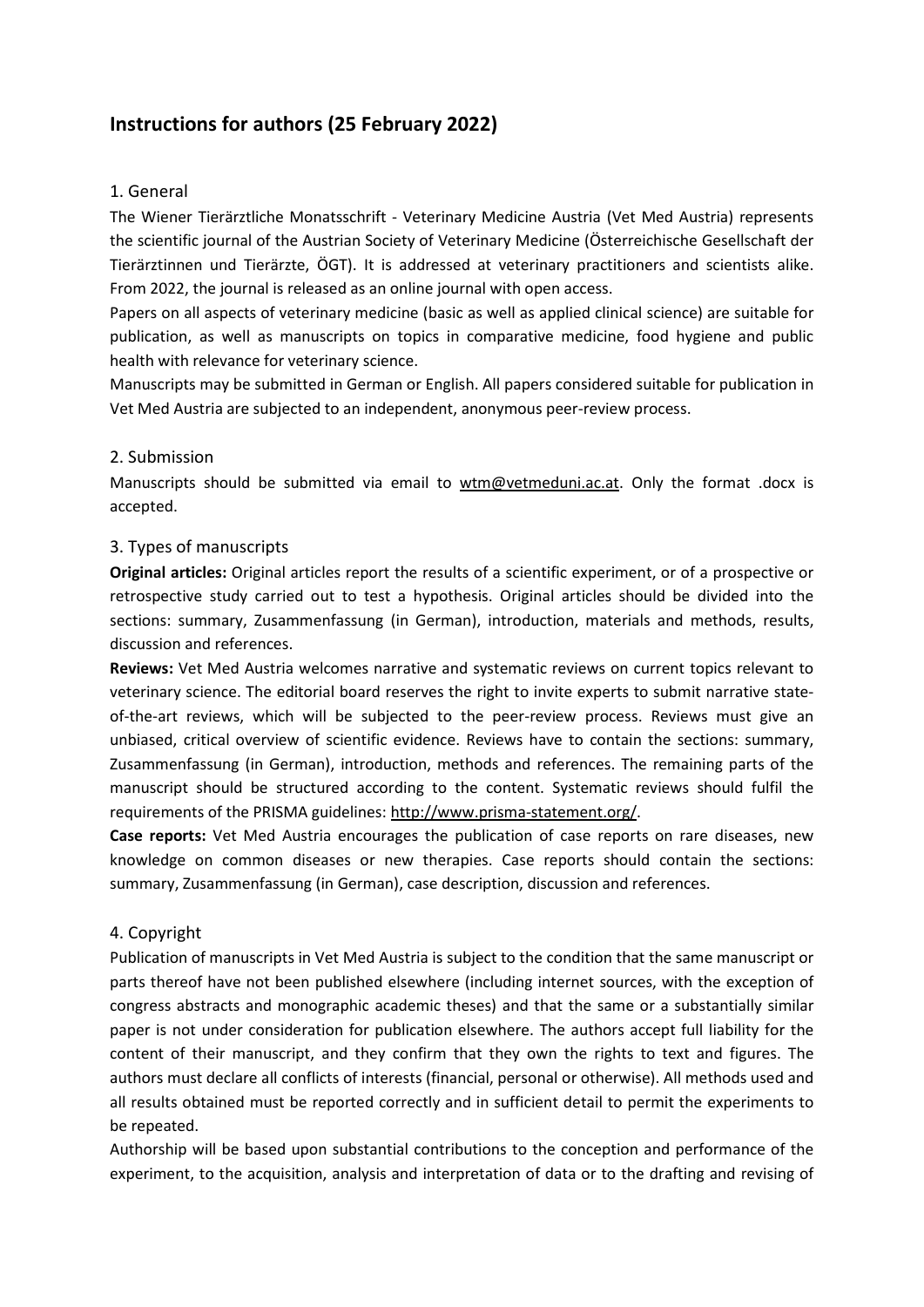# Instructions for authors (25 February 2022)

## 1. General

The Wiener Tierärztliche Monatsschrift - Veterinary Medicine Austria (Vet Med Austria) represents the scientific journal of the Austrian Society of Veterinary Medicine (Österreichische Gesellschaft der Tierärztinnen und Tierärzte, ÖGT). It is addressed at veterinary practitioners and scientists alike. From 2022, the journal is released as an online journal with open access.

Papers on all aspects of veterinary medicine (basic as well as applied clinical science) are suitable for publication, as well as manuscripts on topics in comparative medicine, food hygiene and public health with relevance for veterinary science.

Manuscripts may be submitted in German or English. All papers considered suitable for publication in Vet Med Austria are subjected to an independent, anonymous peer-review process.

## 2. Submission

Manuscripts should be submitted via email to wtm@vetmeduni.ac.at. Only the format .docx is accepted.

## 3. Types of manuscripts

**Original articles:** Original articles report the results of a scientific experiment, or of a prospective or retrospective study carried out to test a hypothesis. Original articles should be divided into the sections: summary, Zusammenfassung (in German), introduction, materials and methods, results, discussion and references.

**Reviews:** Vet Med Austria welcomes narrative and systematic reviews on current topics relevant to veterinary science. The editorial board reserves the right to invite experts to submit narrative state-of-the-art reviews, which will be subjected to the peer-review process. Reviews must give an unbiased, critical overview of scientific evidence. Reviews have to contain the sections: summary, Zusammenfassung (in German), introduction, methods and references. The remaining parts of the manuscript should be structured according to the content. Systematic reviews should fulfil the requirements of the PRISMA guidelines: http://www.prisma-statement.org/.

**Case reports:** Vet Med Austria encourages the publication of case reports on rare diseases, new knowledge on common diseases or new therapies. Case reports should contain the sections: summary, Zusammenfassung (in German), case description, discussion and references.

## 4. Copyright

Publication of manuscripts in Vet Med Austria is subject to the condition that the same manuscript or parts thereof have not been published elsewhere (including internet sources, with the exception of congress abstracts and monographic academic theses) and that the same or a substantially similar paper is not under consideration for publication elsewhere. The authors accept full liability for the content of their manuscript, and they confirm that they own the rights to text and figures. The authors must declare all conflicts of interests (financial, personal or otherwise). All methods used and all results obtained must be reported correctly and in sufficient detail to permit the experiments to be repeated.

Authorship will be based upon substantial contributions to the conception and performance of the experiment, to the acquisition, analysis and interpretation of data or to the drafting and revising of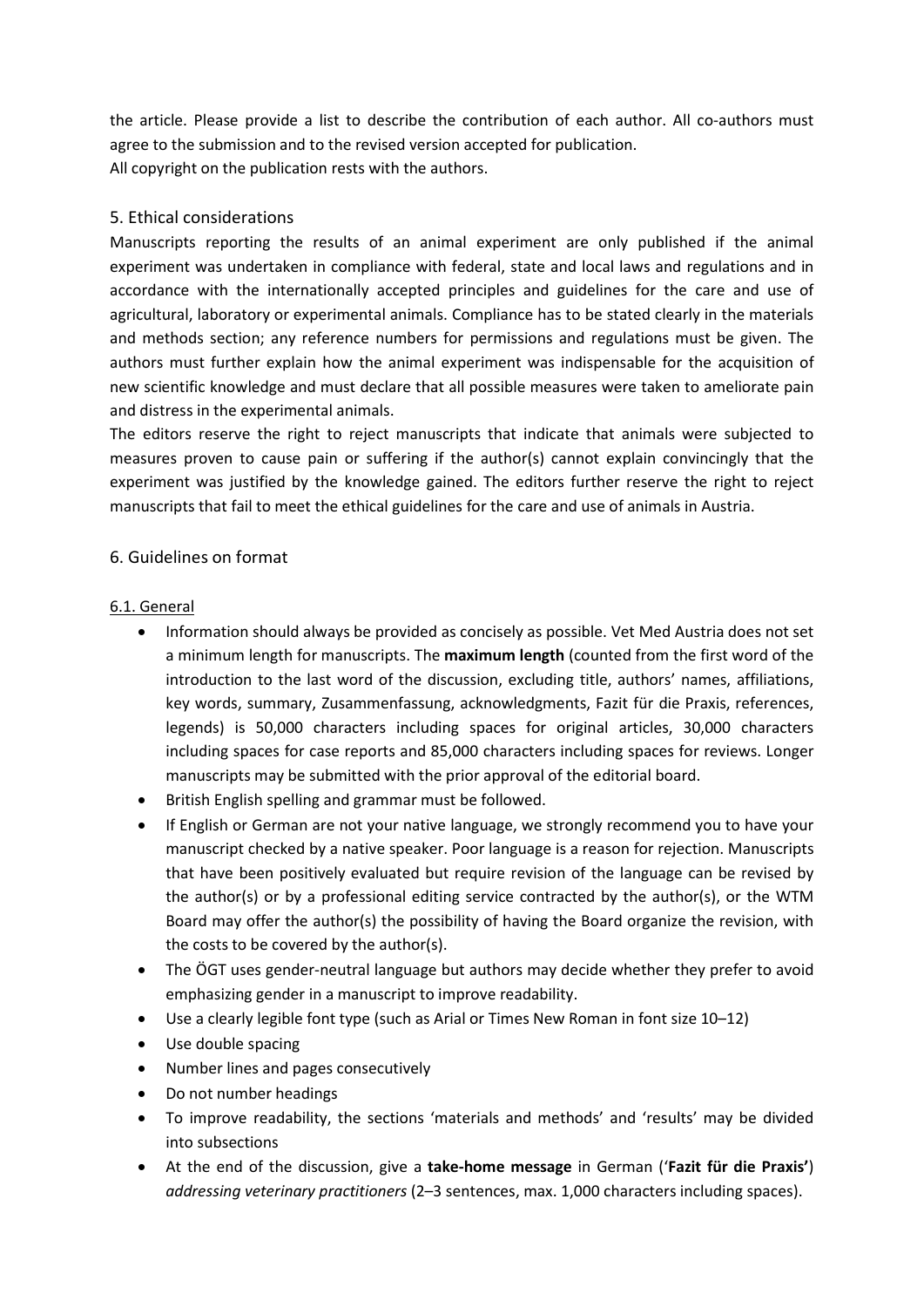the article. Please provide a list to describe the contribution of each author. All co-authors must agree to the submission and to the revised version accepted for publication.
All copyright on the publication rests with the authors.

## 5. Ethical considerations

Manuscripts reporting the results of an animal experiment are only published if the animal experiment was undertaken in compliance with federal, state and local laws and regulations and in accordance with the internationally accepted principles and guidelines for the care and use of agricultural, laboratory or experimental animals. Compliance has to be stated clearly in the materials and methods section; any reference numbers for permissions and regulations must be given. The authors must further explain how the animal experiment was indispensable for the acquisition of new scientific knowledge and must declare that all possible measures were taken to ameliorate pain and distress in the experimental animals.

The editors reserve the right to reject manuscripts that indicate that animals were subjected to measures proven to cause pain or suffering if the author(s) cannot explain convincingly that the experiment was justified by the knowledge gained. The editors further reserve the right to reject manuscripts that fail to meet the ethical guidelines for the care and use of animals in Austria.

## 6. Guidelines on format

### 6.1. General

- Information should always be provided as concisely as possible. Vet Med Austria does not set a minimum length for manuscripts. The **maximum length** (counted from the first word of the introduction to the last word of the discussion, excluding title, authors' names, affiliations, key words, summary, Zusammenfassung, acknowledgments, Fazit für die Praxis, references, legends) is 50,000 characters including spaces for original articles, 30,000 characters including spaces for case reports and 85,000 characters including spaces for reviews. Longer manuscripts may be submitted with the prior approval of the editorial board.
- British English spelling and grammar must be followed.
- If English or German are not your native language, we strongly recommend you to have your manuscript checked by a native speaker. Poor language is a reason for rejection. Manuscripts that have been positively evaluated but require revision of the language can be revised by the author(s) or by a professional editing service contracted by the author(s), or the WTM Board may offer the author(s) the possibility of having the Board organize the revision, with the costs to be covered by the author(s).
- The ÖGT uses gender-neutral language but authors may decide whether they prefer to avoid emphasizing gender in a manuscript to improve readability.
- Use a clearly legible font type (such as Arial or Times New Roman in font size 10–12)
- Use double spacing
- Number lines and pages consecutively
- Do not number headings
- To improve readability, the sections 'materials and methods' and 'results' may be divided into subsections
- At the end of the discussion, give a **take-home message** in German ('**Fazit für die Praxis'**) *addressing veterinary practitioners* (2–3 sentences, max. 1,000 characters including spaces).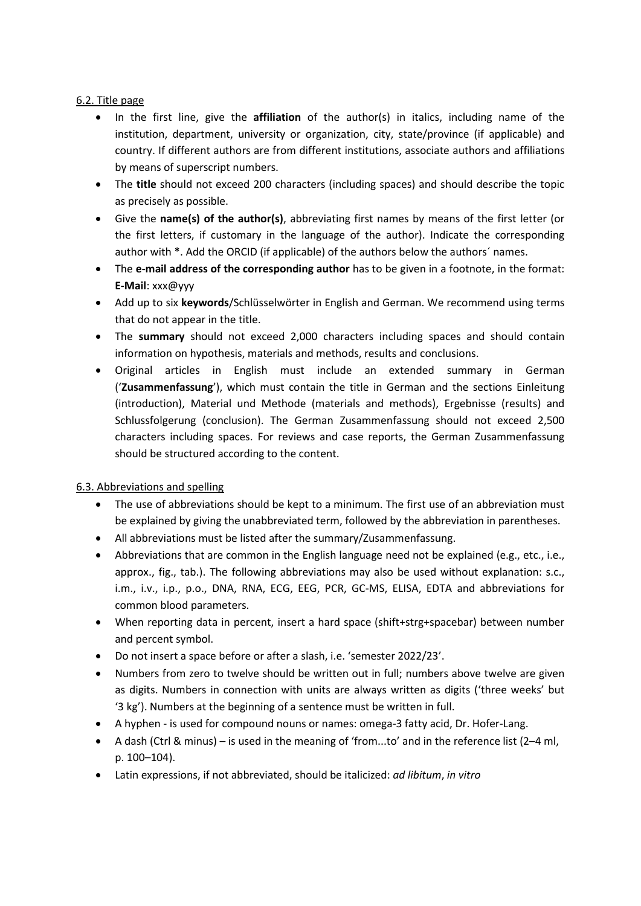6.2. Title page

- In the first line, give the **affiliation** of the author(s) in italics, including name of the institution, department, university or organization, city, state/province (if applicable) and country. If different authors are from different institutions, associate authors and affiliations by means of superscript numbers.
- The **title** should not exceed 200 characters (including spaces) and should describe the topic as precisely as possible.
- Give the **name(s) of the author(s)**, abbreviating first names by means of the first letter (or the first letters, if customary in the language of the author). Indicate the corresponding author with *. Add the ORCID (if applicable) of the authors below the authors´ names.
- The **e-mail address of the corresponding author** has to be given in a footnote, in the format: **E-Mail**: xxx@yyy
- Add up to six **keywords**/Schlüsselwörter in English and German. We recommend using terms that do not appear in the title.
- The **summary** should not exceed 2,000 characters including spaces and should contain information on hypothesis, materials and methods, results and conclusions.
- Original articles in English must include an extended summary in German ('**Zusammenfassung**'), which must contain the title in German and the sections Einleitung (introduction), Material und Methode (materials and methods), Ergebnisse (results) and Schlussfolgerung (conclusion). The German Zusammenfassung should not exceed 2,500 characters including spaces. For reviews and case reports, the German Zusammenfassung should be structured according to the content.

6.3. Abbreviations and spelling

- The use of abbreviations should be kept to a minimum. The first use of an abbreviation must be explained by giving the unabbreviated term, followed by the abbreviation in parentheses.
- All abbreviations must be listed after the summary/Zusammenfassung.
- Abbreviations that are common in the English language need not be explained (e.g., etc., i.e., approx., fig., tab.). The following abbreviations may also be used without explanation: s.c., i.m., i.v., i.p., p.o., DNA, RNA, ECG, EEG, PCR, GC-MS, ELISA, EDTA and abbreviations for common blood parameters.
- When reporting data in percent, insert a hard space (shift+strg+spacebar) between number and percent symbol.
- Do not insert a space before or after a slash, i.e. 'semester 2022/23'.
- Numbers from zero to twelve should be written out in full; numbers above twelve are given as digits. Numbers in connection with units are always written as digits ('three weeks' but '3 kg'). Numbers at the beginning of a sentence must be written in full.
- A hyphen - is used for compound nouns or names: omega-3 fatty acid, Dr. Hofer-Lang.
- A dash (Ctrl & minus) – is used in the meaning of 'from...to' and in the reference list (2–4 ml, p. 100–104).
- Latin expressions, if not abbreviated, should be italicized: *ad libitum*, *in vitro*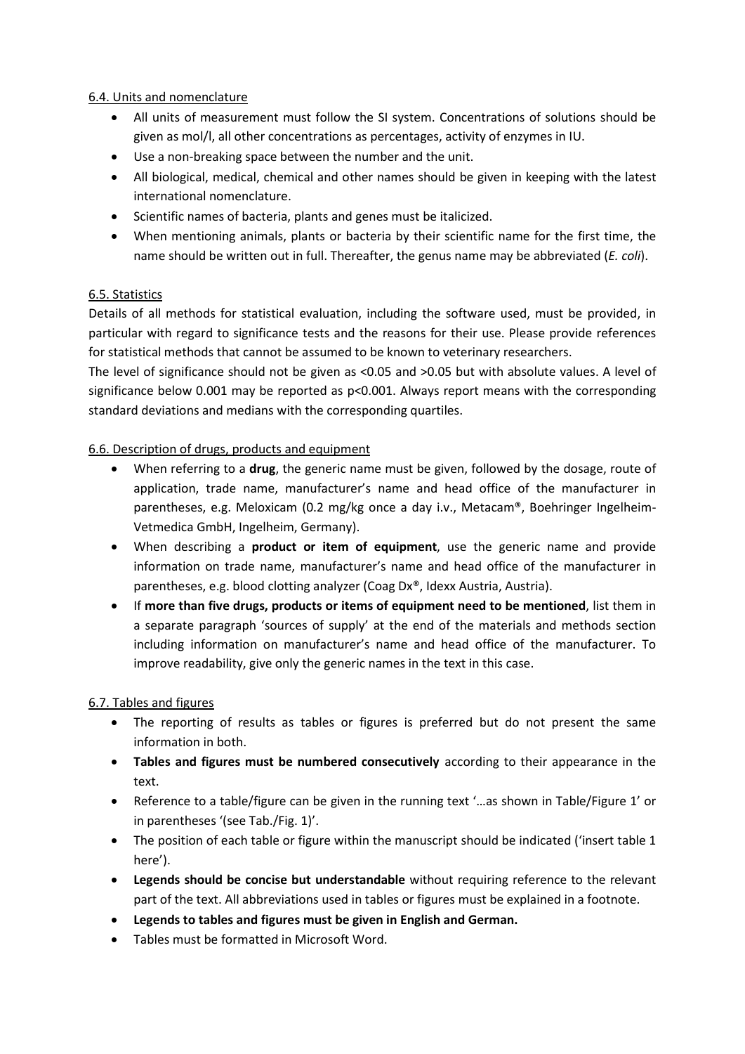6.4. Units and nomenclature

- All units of measurement must follow the SI system. Concentrations of solutions should be given as mol/l, all other concentrations as percentages, activity of enzymes in IU.
- Use a non-breaking space between the number and the unit.
- All biological, medical, chemical and other names should be given in keeping with the latest international nomenclature.
- Scientific names of bacteria, plants and genes must be italicized.
- When mentioning animals, plants or bacteria by their scientific name for the first time, the name should be written out in full. Thereafter, the genus name may be abbreviated (*E. coli*).

6.5. Statistics

Details of all methods for statistical evaluation, including the software used, must be provided, in particular with regard to significance tests and the reasons for their use. Please provide references for statistical methods that cannot be assumed to be known to veterinary researchers.

The level of significance should not be given as <0.05 and >0.05 but with absolute values. A level of significance below 0.001 may be reported as p<0.001. Always report means with the corresponding standard deviations and medians with the corresponding quartiles.

6.6. Description of drugs, products and equipment

- When referring to a **drug**, the generic name must be given, followed by the dosage, route of application, trade name, manufacturer's name and head office of the manufacturer in parentheses, e.g. Meloxicam (0.2 mg/kg once a day i.v., Metacam®, Boehringer Ingelheim-Vetmedica GmbH, Ingelheim, Germany).
- When describing a **product or item of equipment**, use the generic name and provide information on trade name, manufacturer's name and head office of the manufacturer in parentheses, e.g. blood clotting analyzer (Coag Dx®, Idexx Austria, Austria).
- If **more than five drugs, products or items of equipment need to be mentioned**, list them in a separate paragraph 'sources of supply' at the end of the materials and methods section including information on manufacturer's name and head office of the manufacturer. To improve readability, give only the generic names in the text in this case.

6.7. Tables and figures

- The reporting of results as tables or figures is preferred but do not present the same information in both.
- **Tables and figures must be numbered consecutively** according to their appearance in the text.
- Reference to a table/figure can be given in the running text '…as shown in Table/Figure 1' or in parentheses '(see Tab./Fig. 1)'.
- The position of each table or figure within the manuscript should be indicated ('insert table 1 here').
- **Legends should be concise but understandable** without requiring reference to the relevant part of the text. All abbreviations used in tables or figures must be explained in a footnote.
- **Legends to tables and figures must be given in English and German.**
- Tables must be formatted in Microsoft Word.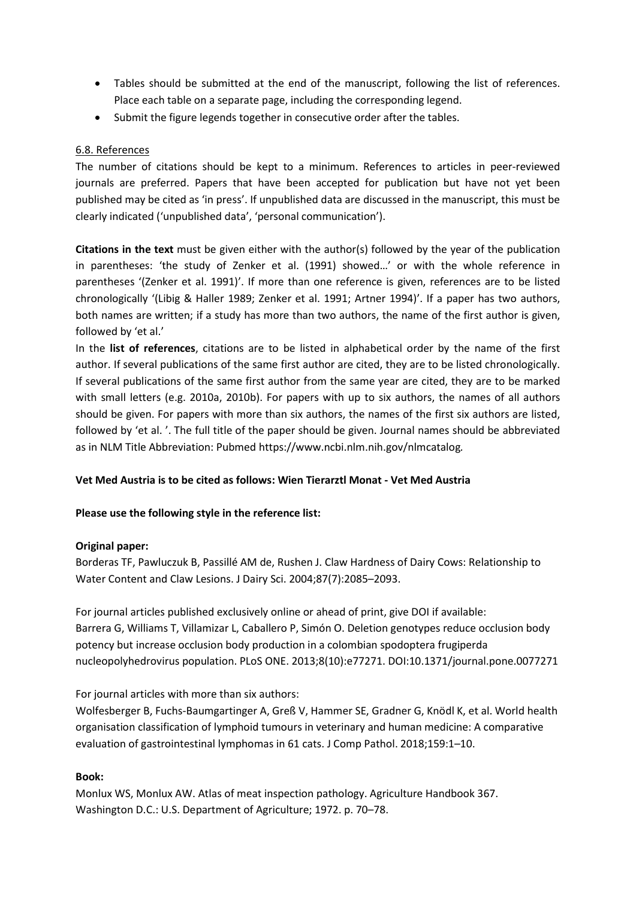- Tables should be submitted at the end of the manuscript, following the list of references. Place each table on a separate page, including the corresponding legend.
- Submit the figure legends together in consecutive order after the tables.

### 6.8. References

The number of citations should be kept to a minimum. References to articles in peer-reviewed journals are preferred. Papers that have been accepted for publication but have not yet been published may be cited as 'in press'. If unpublished data are discussed in the manuscript, this must be clearly indicated ('unpublished data', 'personal communication').

**Citations in the text** must be given either with the author(s) followed by the year of the publication in parentheses: 'the study of Zenker et al. (1991) showed…' or with the whole reference in parentheses '(Zenker et al. 1991)'. If more than one reference is given, references are to be listed chronologically '(Libig & Haller 1989; Zenker et al. 1991; Artner 1994)'. If a paper has two authors, both names are written; if a study has more than two authors, the name of the first author is given, followed by 'et al.'

In the **list of references**, citations are to be listed in alphabetical order by the name of the first author. If several publications of the same first author are cited, they are to be listed chronologically. If several publications of the same first author from the same year are cited, they are to be marked with small letters (e.g. 2010a, 2010b). For papers with up to six authors, the names of all authors should be given. For papers with more than six authors, the names of the first six authors are listed, followed by 'et al. '. The full title of the paper should be given. Journal names should be abbreviated as in NLM Title Abbreviation: Pubmed https://www.ncbi.nlm.nih.gov/nlmcatalog.

**Vet Med Austria is to be cited as follows: Wien Tierarztl Monat - Vet Med Austria**

**Please use the following style in the reference list:**

**Original paper:**

Borderas TF, Pawluczuk B, Passillé AM de, Rushen J. Claw Hardness of Dairy Cows: Relationship to Water Content and Claw Lesions. J Dairy Sci. 2004;87(7):2085–2093.

For journal articles published exclusively online or ahead of print, give DOI if available:
Barrera G, Williams T, Villamizar L, Caballero P, Simón O. Deletion genotypes reduce occlusion body potency but increase occlusion body production in a colombian spodoptera frugiperda nucleopolyhedrovirus population. PLoS ONE. 2013;8(10):e77271. DOI:10.1371/journal.pone.0077271

For journal articles with more than six authors:
Wolfesberger B, Fuchs-Baumgartinger A, Greß V, Hammer SE, Gradner G, Knödl K, et al. World health organisation classification of lymphoid tumours in veterinary and human medicine: A comparative evaluation of gastrointestinal lymphomas in 61 cats. J Comp Pathol. 2018;159:1–10.

**Book:**

Monlux WS, Monlux AW. Atlas of meat inspection pathology. Agriculture Handbook 367. Washington D.C.: U.S. Department of Agriculture; 1972. p. 70–78.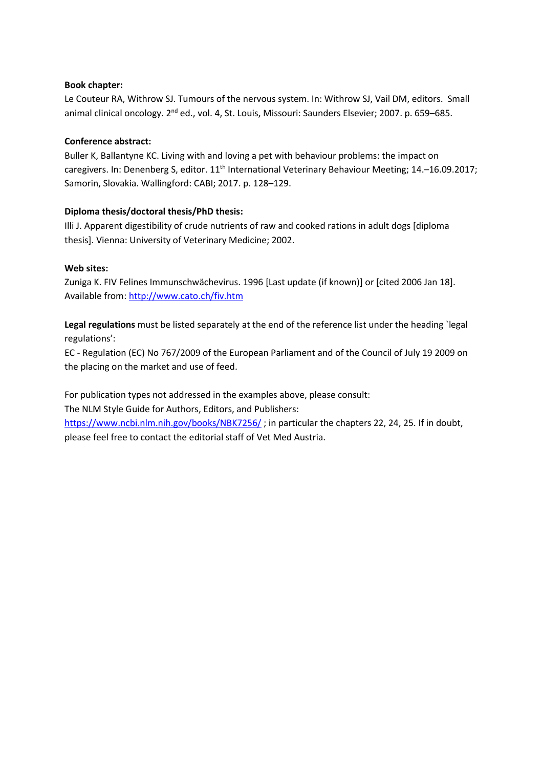**Book chapter:**
Le Couteur RA, Withrow SJ. Tumours of the nervous system. In: Withrow SJ, Vail DM, editors. Small animal clinical oncology. 2nd ed., vol. 4, St. Louis, Missouri: Saunders Elsevier; 2007. p. 659–685.

**Conference abstract:**
Buller K, Ballantyne KC. Living with and loving a pet with behaviour problems: the impact on caregivers. In: Denenberg S, editor. 11th International Veterinary Behaviour Meeting; 14.–16.09.2017; Samorin, Slovakia. Wallingford: CABI; 2017. p. 128–129.

**Diploma thesis/doctoral thesis/PhD thesis:**
Illi J. Apparent digestibility of crude nutrients of raw and cooked rations in adult dogs [diploma thesis]. Vienna: University of Veterinary Medicine; 2002.

**Web sites:**
Zuniga K. FIV Felines Immunschwächevirus. 1996 [Last update (if known)] or [cited 2006 Jan 18]. Available from: http://www.cato.ch/fiv.htm

**Legal regulations** must be listed separately at the end of the reference list under the heading `legal regulations':
EC - Regulation (EC) No 767/2009 of the European Parliament and of the Council of July 19 2009 on the placing on the market and use of feed.

For publication types not addressed in the examples above, please consult:
The NLM Style Guide for Authors, Editors, and Publishers:
https://www.ncbi.nlm.nih.gov/books/NBK7256/ ; in particular the chapters 22, 24, 25. If in doubt, please feel free to contact the editorial staff of Vet Med Austria.